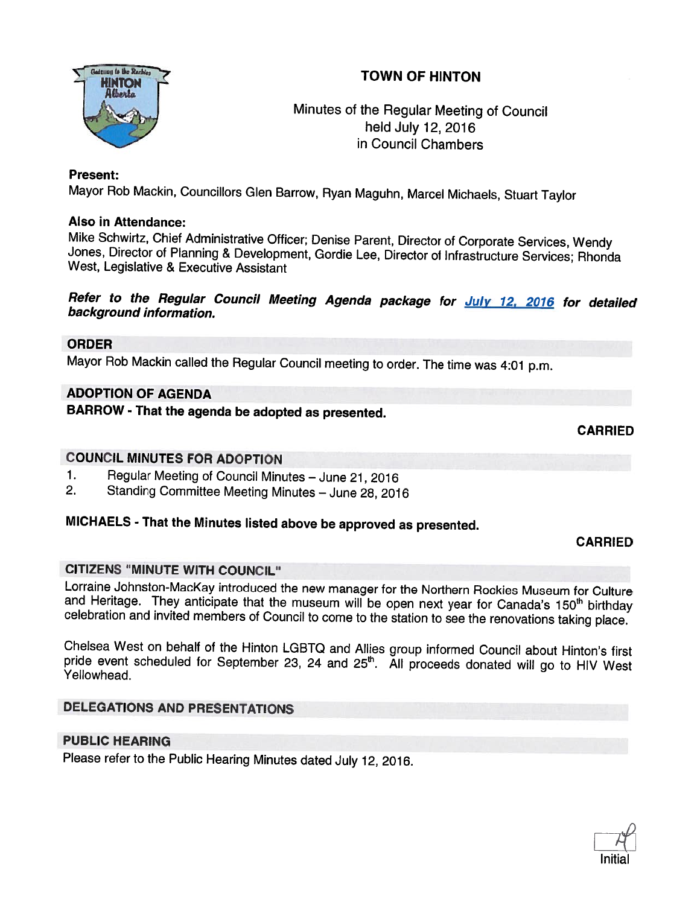# TOWN OF HINTON

Minutes of the Regular Meeting of Council
held July 12, 2016
in Council Chambers

**Present:**
Mayor Rob Mackin, Councillors Glen Barrow, Ryan Maguhn, Marcel Michaels, Stuart Taylor

**Also in Attendance:**
Mike Schwirtz, Chief Administrative Officer; Denise Parent, Director of Corporate Services, Wendy Jones, Director of Planning & Development, Gordie Lee, Director of Infrastructure Services; Rhonda West, Legislative & Executive Assistant

***Refer to the Regular Council Meeting Agenda package for July 12, 2016 for detailed background information.***

## ORDER

Mayor Rob Mackin called the Regular Council meeting to order. The time was 4:01 p.m.

## ADOPTION OF AGENDA

**BARROW - That the agenda be adopted as presented.**

**CARRIED**

## COUNCIL MINUTES FOR ADOPTION

1. Regular Meeting of Council Minutes – June 21, 2016
2. Standing Committee Meeting Minutes – June 28, 2016

**MICHAELS - That the Minutes listed above be approved as presented.**

**CARRIED**

## CITIZENS "MINUTE WITH COUNCIL"

Lorraine Johnston-MacKay introduced the new manager for the Northern Rockies Museum for Culture and Heritage. They anticipate that the museum will be open next year for Canada's 150th birthday celebration and invited members of Council to come to the station to see the renovations taking place.

Chelsea West on behalf of the Hinton LGBTQ and Allies group informed Council about Hinton's first pride event scheduled for September 23, 24 and 25th. All proceeds donated will go to HIV West Yellowhead.

## DELEGATIONS AND PRESENTATIONS

## PUBLIC HEARING

Please refer to the Public Hearing Minutes dated July 12, 2016.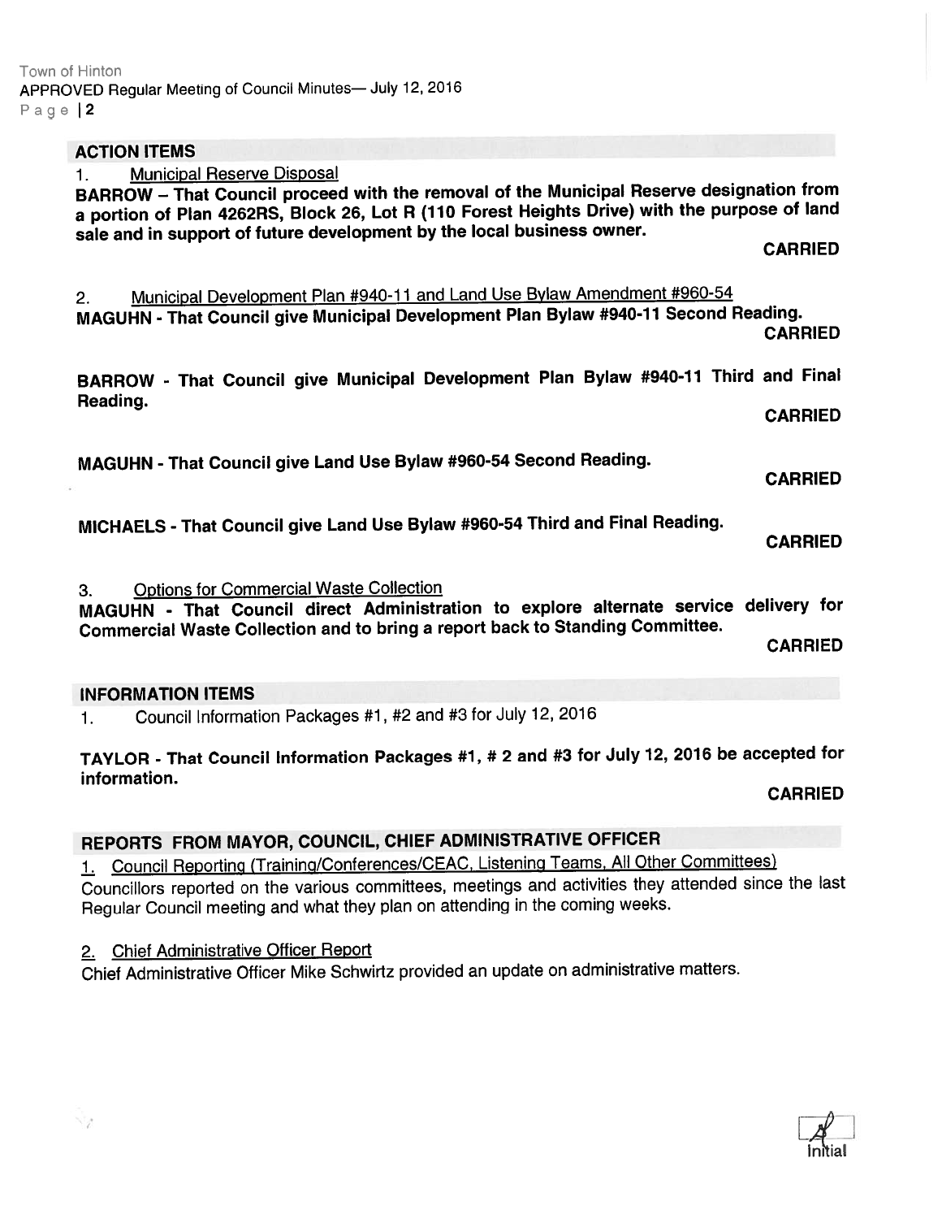## ACTION ITEMS

1. Municipal Reserve Disposal

**BARROW – That Council proceed with the removal of the Municipal Reserve designation from a portion of Plan 4262RS, Block 26, Lot R (110 Forest Heights Drive) with the purpose of land sale and in support of future development by the local business owner.**

**CARRIED**

2. Municipal Development Plan #940-11 and Land Use Bylaw Amendment #960-54

**MAGUHN - That Council give Municipal Development Plan Bylaw #940-11 Second Reading.**

**CARRIED**

**BARROW - That Council give Municipal Development Plan Bylaw #940-11 Third and Final Reading.**

**CARRIED**

**MAGUHN - That Council give Land Use Bylaw #960-54 Second Reading.**

**CARRIED**

**MICHAELS - That Council give Land Use Bylaw #960-54 Third and Final Reading.**

**CARRIED**

3. Options for Commercial Waste Collection

**MAGUHN - That Council direct Administration to explore alternate service delivery for Commercial Waste Collection and to bring a report back to Standing Committee.**

**CARRIED**

## INFORMATION ITEMS

1. Council Information Packages #1, #2 and #3 for July 12, 2016

**TAYLOR - That Council Information Packages #1, # 2 and #3 for July 12, 2016 be accepted for information.**

**CARRIED**

## REPORTS FROM MAYOR, COUNCIL, CHIEF ADMINISTRATIVE OFFICER

1. Council Reporting (Training/Conferences/CEAC, Listening Teams, All Other Committees)

Councillors reported on the various committees, meetings and activities they attended since the last Regular Council meeting and what they plan on attending in the coming weeks.

2. Chief Administrative Officer Report

Chief Administrative Officer Mike Schwirtz provided an update on administrative matters.

Initial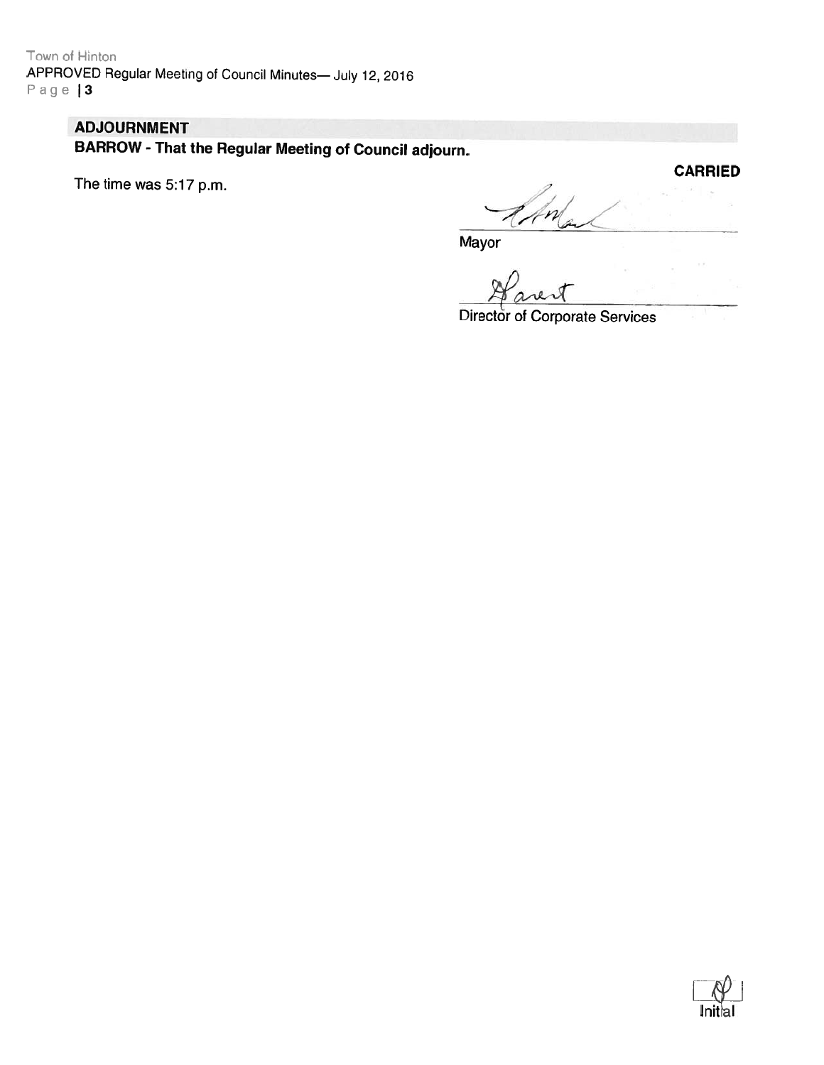## ADJOURNMENT

**BARROW - That the Regular Meeting of Council adjourn.**

**CARRIED**

The time was 5:17 p.m.

Mayor

Director of Corporate Services

Initial